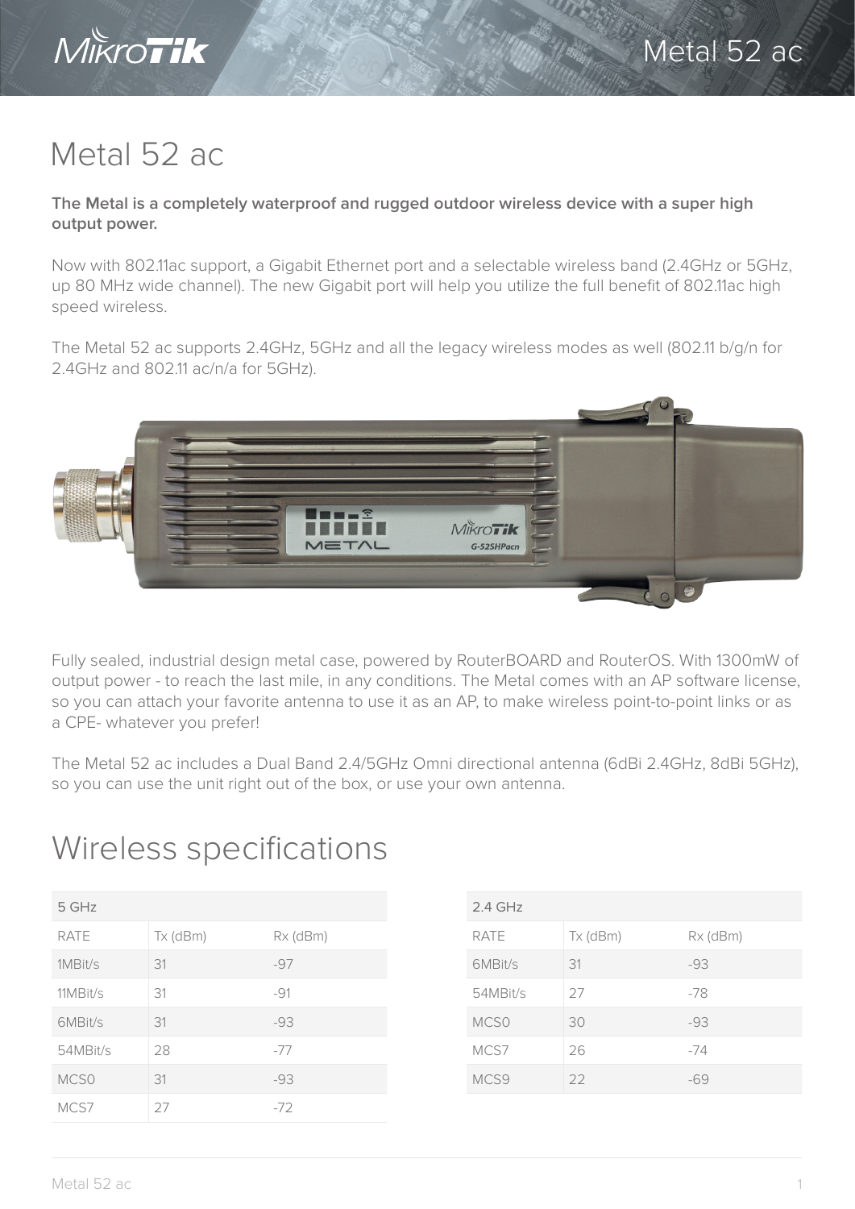# Metal 52 ac

**The Metal is a completely waterproof and rugged outdoor wireless device with a super high output power.**

Now with 802.11ac support, a Gigabit Ethernet port and a selectable wireless band (2.4GHz or 5GHz, up 80 MHz wide channel). The new Gigabit port will help you utilize the full benefit of 802.11ac high speed wireless.

The Metal 52 ac supports 2.4GHz, 5GHz and all the legacy wireless modes as well (802.11 b/g/n for 2.4GHz and 802.11 ac/n/a for 5GHz).

Fully sealed, industrial design metal case, powered by RouterBOARD and RouterOS. With 1300mW of output power - to reach the last mile, in any conditions. The Metal comes with an AP software license, so you can attach your favorite antenna to use it as an AP, to make wireless point-to-point links or as a CPE- whatever you prefer!

The Metal 52 ac includes a Dual Band 2.4/5GHz Omni directional antenna (6dBi 2.4GHz, 8dBi 5GHz), so you can use the unit right out of the box, or use your own antenna.

## Wireless specifications

| 5 GHz | | |
|---|---|---|
| RATE | Tx (dBm) | Rx (dBm) |
| 1MBit/s | 31 | -97 |
| 11MBit/s | 31 | -91 |
| 6MBit/s | 31 | -93 |
| 54MBit/s | 28 | -77 |
| MCS0 | 31 | -93 |
| MCS7 | 27 | -72 |

| 2.4 GHz | | |
|---|---|---|
| RATE | Tx (dBm) | Rx (dBm) |
| 6MBit/s | 31 | -93 |
| 54MBit/s | 27 | -78 |
| MCS0 | 30 | -93 |
| MCS7 | 26 | -74 |
| MCS9 | 22 | -69 |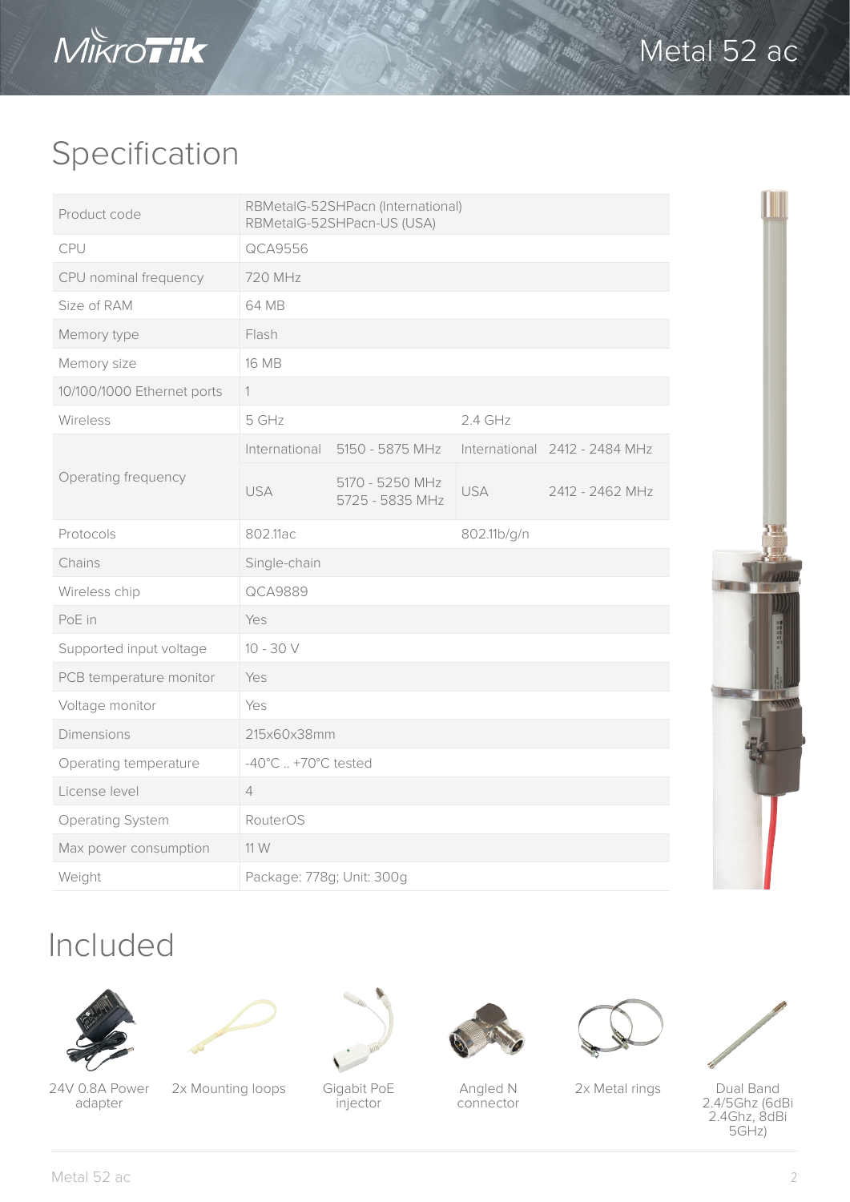# Specification

| | | | | |
|---|---|---|---|---|
| Product code | RBMetalG-52SHPacn (International)<br>RBMetalG-52SHPacn-US (USA) | | | |
| CPU | QCA9556 | | | |
| CPU nominal frequency | 720 MHz | | | |
| Size of RAM | 64 MB | | | |
| Memory type | Flash | | | |
| Memory size | 16 MB | | | |
| 10/100/1000 Ethernet ports | 1 | | | |
| Wireless | 5 GHz | | 2.4 GHz | |
| Operating frequency | International | 5150 - 5875 MHz | International | 2412 - 2484 MHz |
| | USA | 5170 - 5250 MHz<br>5725 - 5835 MHz | USA | 2412 - 2462 MHz |
| Protocols | 802.11ac | | 802.11b/g/n | |
| Chains | Single-chain | | | |
| Wireless chip | QCA9889 | | | |
| PoE in | Yes | | | |
| Supported input voltage | 10 - 30 V | | | |
| PCB temperature monitor | Yes | | | |
| Voltage monitor | Yes | | | |
| Dimensions | 215x60x38mm | | | |
| Operating temperature | -40°C .. +70°C tested | | | |
| License level | 4 | | | |
| Operating System | RouterOS | | | |
| Max power consumption | 11 W | | | |
| Weight | Package: 778g; Unit: 300g | | | |

# Included

- 24V 0.8A Power adapter
- 2x Mounting loops
- Gigabit PoE injector
- Angled N connector
- 2x Metal rings
- Dual Band 2.4/5Ghz (6dBi 2.4Ghz, 8dBi 5GHz)